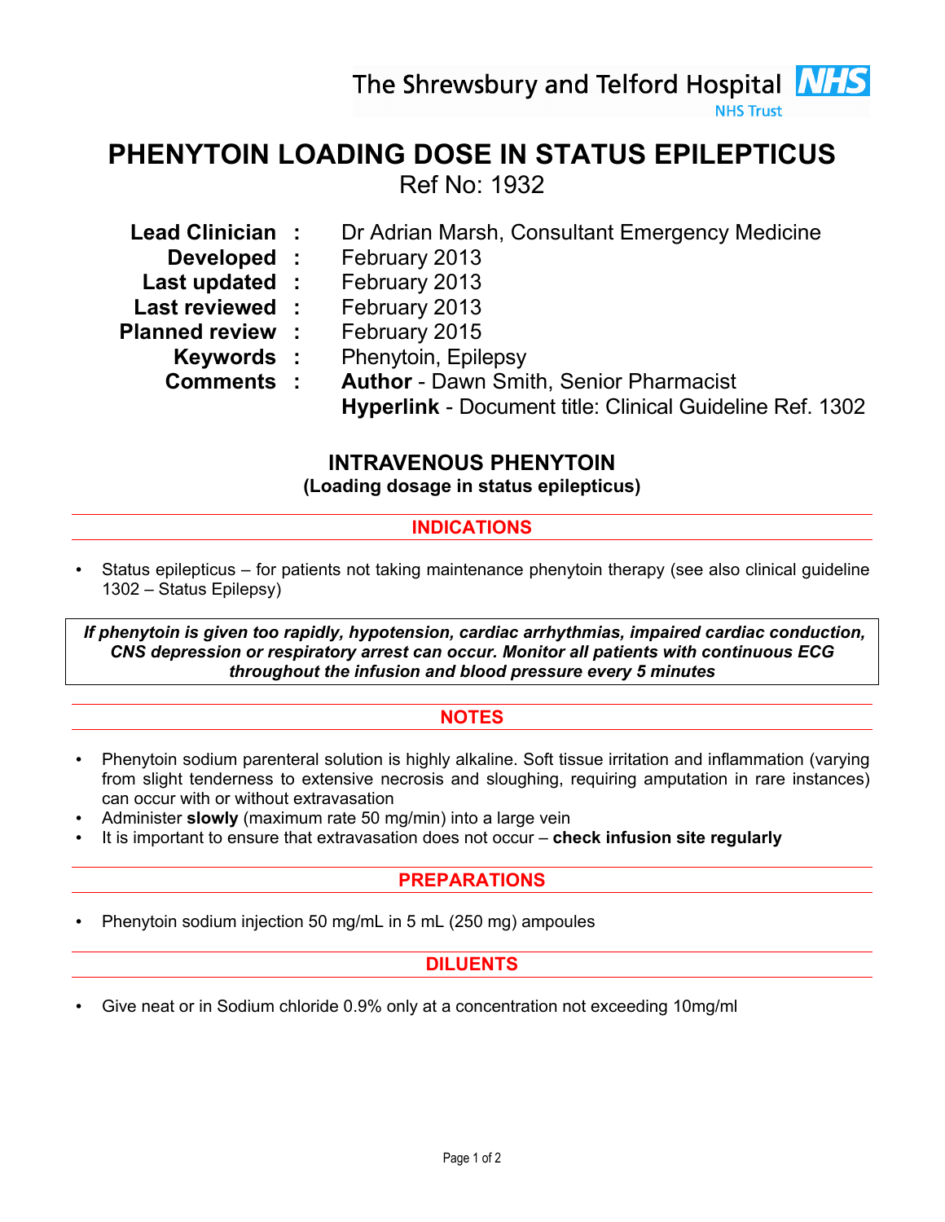The Shrewsbury and Telford Hospital NHS Trust

# PHENYTOIN LOADING DOSE IN STATUS EPILEPTICUS

Ref No: 1932

| | | |
|---|---|---|
| **Lead Clinician** | : | Dr Adrian Marsh, Consultant Emergency Medicine |
| **Developed** | : | February 2013 |
| **Last updated** | : | February 2013 |
| **Last reviewed** | : | February 2013 |
| **Planned review** | : | February 2015 |
| **Keywords** | : | Phenytoin, Epilepsy |
| **Comments** | : | **Author** - Dawn Smith, Senior Pharmacist<br>**Hyperlink** - Document title: Clinical Guideline Ref. 1302 |

## INTRAVENOUS PHENYTOIN

**(Loading dosage in status epilepticus)**

### INDICATIONS

- Status epilepticus – for patients not taking maintenance phenytoin therapy (see also clinical guideline 1302 – Status Epilepsy)

***If phenytoin is given too rapidly, hypotension, cardiac arrhythmias, impaired cardiac conduction, CNS depression or respiratory arrest can occur. Monitor all patients with continuous ECG throughout the infusion and blood pressure every 5 minutes***

### NOTES

- Phenytoin sodium parenteral solution is highly alkaline. Soft tissue irritation and inflammation (varying from slight tenderness to extensive necrosis and sloughing, requiring amputation in rare instances) can occur with or without extravasation
- Administer **slowly** (maximum rate 50 mg/min) into a large vein
- It is important to ensure that extravasation does not occur – **check infusion site regularly**

### PREPARATIONS

- Phenytoin sodium injection 50 mg/mL in 5 mL (250 mg) ampoules

### DILUENTS

- Give neat or in Sodium chloride 0.9% only at a concentration not exceeding 10mg/ml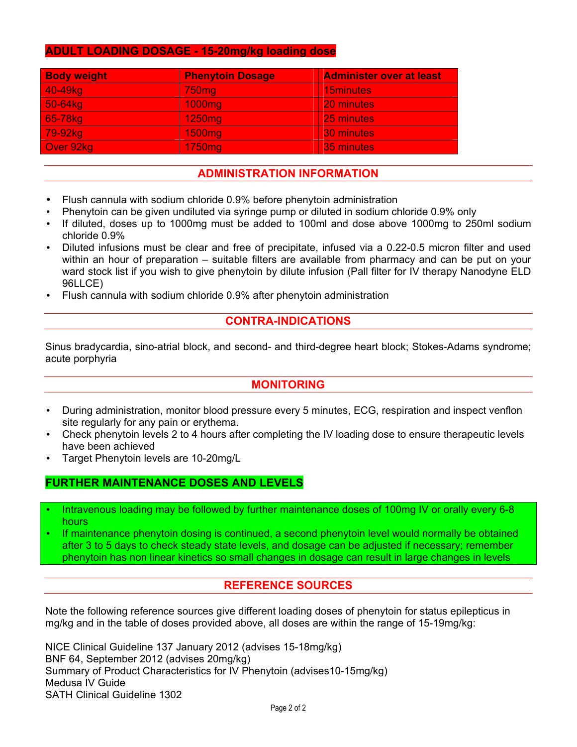## ADULT LOADING DOSAGE - 15-20mg/kg loading dose

| Body weight | Phenytoin Dosage | Administer over at least |
|---|---|---|
| 40-49kg | 750mg | 15minutes |
| 50-64kg | 1000mg | 20 minutes |
| 65-78kg | 1250mg | 25 minutes |
| 79-92kg | 1500mg | 30 minutes |
| Over 92kg | 1750mg | 35 minutes |

## ADMINISTRATION INFORMATION

- Flush cannula with sodium chloride 0.9% before phenytoin administration
- Phenytoin can be given undiluted via syringe pump or diluted in sodium chloride 0.9% only
- If diluted, doses up to 1000mg must be added to 100ml and dose above 1000mg to 250ml sodium chloride 0.9%
- Diluted infusions must be clear and free of precipitate, infused via a 0.22-0.5 micron filter and used within an hour of preparation – suitable filters are available from pharmacy and can be put on your ward stock list if you wish to give phenytoin by dilute infusion (Pall filter for IV therapy Nanodyne ELD 96LLCE)
- Flush cannula with sodium chloride 0.9% after phenytoin administration

## CONTRA-INDICATIONS

Sinus bradycardia, sino-atrial block, and second- and third-degree heart block; Stokes-Adams syndrome; acute porphyria

## MONITORING

- During administration, monitor blood pressure every 5 minutes, ECG, respiration and inspect venflon site regularly for any pain or erythema.
- Check phenytoin levels 2 to 4 hours after completing the IV loading dose to ensure therapeutic levels have been achieved
- Target Phenytoin levels are 10-20mg/L

## FURTHER MAINTENANCE DOSES AND LEVELS

- Intravenous loading may be followed by further maintenance doses of 100mg IV or orally every 6-8 hours
- If maintenance phenytoin dosing is continued, a second phenytoin level would normally be obtained after 3 to 5 days to check steady state levels, and dosage can be adjusted if necessary; remember phenytoin has non linear kinetics so small changes in dosage can result in large changes in levels

## REFERENCE SOURCES

Note the following reference sources give different loading doses of phenytoin for status epilepticus in mg/kg and in the table of doses provided above, all doses are within the range of 15-19mg/kg:

NICE Clinical Guideline 137 January 2012 (advises 15-18mg/kg)
BNF 64, September 2012 (advises 20mg/kg)
Summary of Product Characteristics for IV Phenytoin (advises10-15mg/kg)
Medusa IV Guide
SATH Clinical Guideline 1302